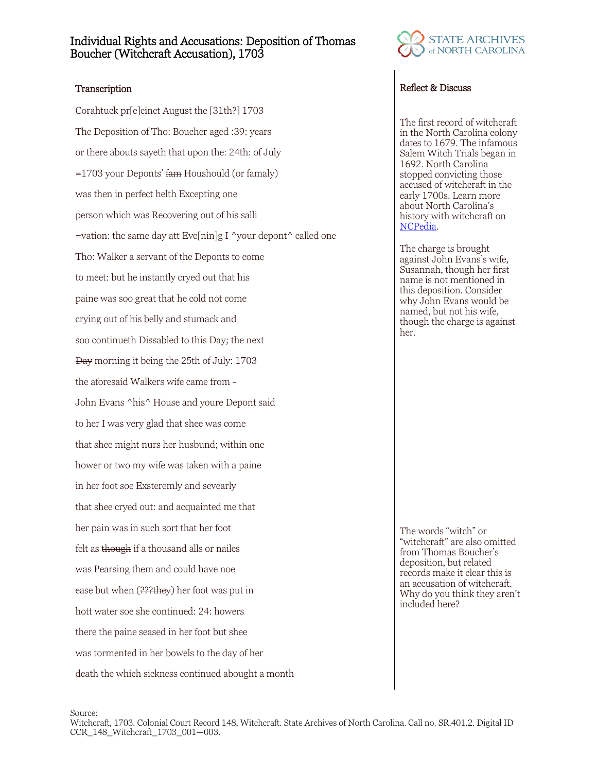# Individual Rights and Accusations: Deposition of Thomas Boucher (Witchcraft Accusation), 1703

## Transcription

Corahtuck pr[e]cinct August the [31th?] 1703

The Deposition of Tho: Boucher aged :39: years

or there abouts sayeth that upon the: 24th: of July

=1703 your Deponts' ~~fam~~ Houshould (or famaly)

was then in perfect helth Excepting one

person which was Recovering out of his salli

=vation: the same day att Eve[nin]g I ^your depont^ called one

Tho: Walker a servant of the Deponts to come

to meet: but he instantly cryed out that his

paine was soo great that he cold not come

crying out of his belly and stumack and

soo continueth Dissabled to this Day; the next

~~Day~~ morning it being the 25th of July: 1703

the aforesaid Walkers wife came from -

John Evans ^his^ House and youre Depont said

to her I was very glad that shee was come

that shee might nurs her husbund; within one

hower or two my wife was taken with a paine

in her foot soe Exsteremly and seveariy

that shee cryed out: and acquainted me that

her pain was in such sort that her foot

felt as ~~though~~ if a thousand alls or nailes

was Pearsing them and could have noe

ease but when (~~???they~~) her foot was put in

hott water soe shee continued: 24: howers

there the paine seased in her foot but shee

was tormented in her bowels to the day of her

death the which sickness continued abought a month

## Reflect & Discuss

The first record of witchcraft in the North Carolina colony dates to 1679. The infamous Salem Witch Trials began in 1692. North Carolina stopped convicting those accused of witchcraft in the early 1700s. Learn more about North Carolina's history with witchcraft on NCPedia.

The charge is brought against John Evans's wife, Susannah, though her first name is not mentioned in this deposition. Consider why John Evans would be named, but not his wife, though the charge is against her.

The words "witch" or "witchcraft" are also omitted from Thomas Boucher's deposition, but related records make it clear this is an accusation of witchcraft. Why do you think they aren't included here?

Source:
Witchcraft, 1703. Colonial Court Record 148, Witchcraft. State Archives of North Carolina. Call no. SR.401.2. Digital ID CCR_148_Witchcraft_1703_001—003.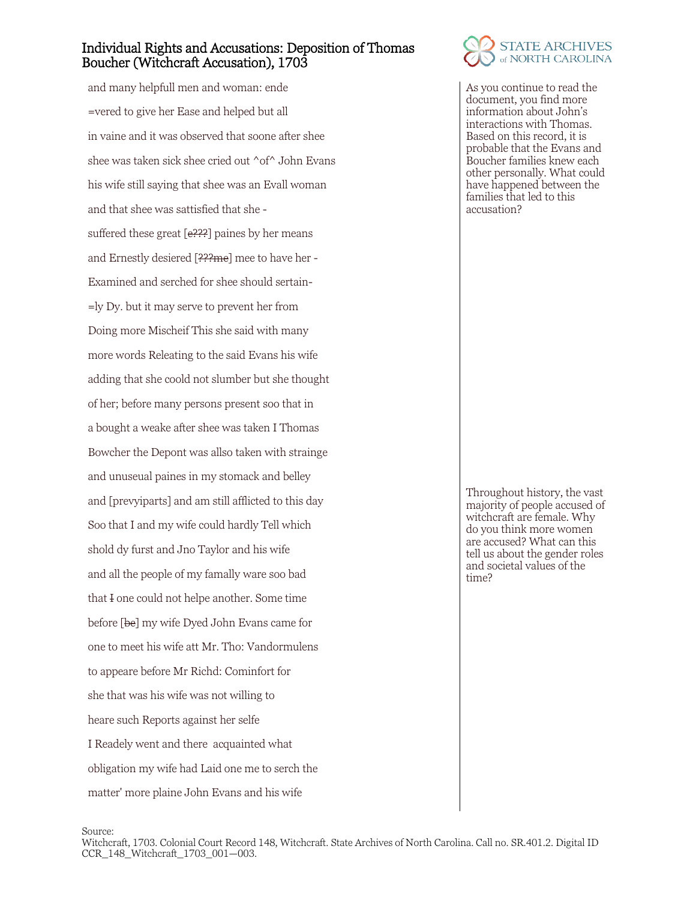# Individual Rights and Accusations: Deposition of Thomas Boucher (Witchcraft Accusation), 1703

and many helpfull men and woman: ende

=vered to give her Ease and helped but all

in vaine and it was observed that soone after shee

shee was taken sick shee cried out ^of^ John Evans

his wife still saying that shee was an Evall woman

and that shee was sattisfied that she -

suffered these great [~~e???~~] paines by her means

and Ernestly desiered [~~???me~~] mee to have her -

Examined and serched for shee should sertain-

=ly Dy. but it may serve to prevent her from

Doing more Mischeif This she said with many

more words Releating to the said Evans his wife

adding that she coold not slumber but she thought

of her; before many persons present soo that in

a bought a weake after shee was taken I Thomas

Bowcher the Depont was allso taken with strainge

and unuseual paines in my stomack and belley

and [prevyiparts] and am still afflicted to this day

Soo that I and my wife could hardly Tell which

shold dy furst and Jno Taylor and his wife

and all the people of my famally ware soo bad

that ~~I~~ one could not helpe another. Some time

before [~~be~~] my wife Dyed John Evans came for

one to meet his wife att Mr. Tho: Vandormulens

to appeare before Mr Richd: Cominfort for

she that was his wife was not willing to

heare such Reports against her selfe

I Readely went and there acquainted what

obligation my wife had Laid one me to serch the

matter' more plaine John Evans and his wife

As you continue to read the document, you find more information about John's interactions with Thomas. Based on this record, it is probable that the Evans and Boucher families knew each other personally. What could have happened between the families that led to this accusation?

Throughout history, the vast majority of people accused of witchcraft are female. Why do you think more women are accused? What can this tell us about the gender roles and societal values of the time?

Source:
Witchcraft, 1703. Colonial Court Record 148, Witchcraft. State Archives of North Carolina. Call no. SR.401.2. Digital ID CCR_148_Witchcraft_1703_001—003.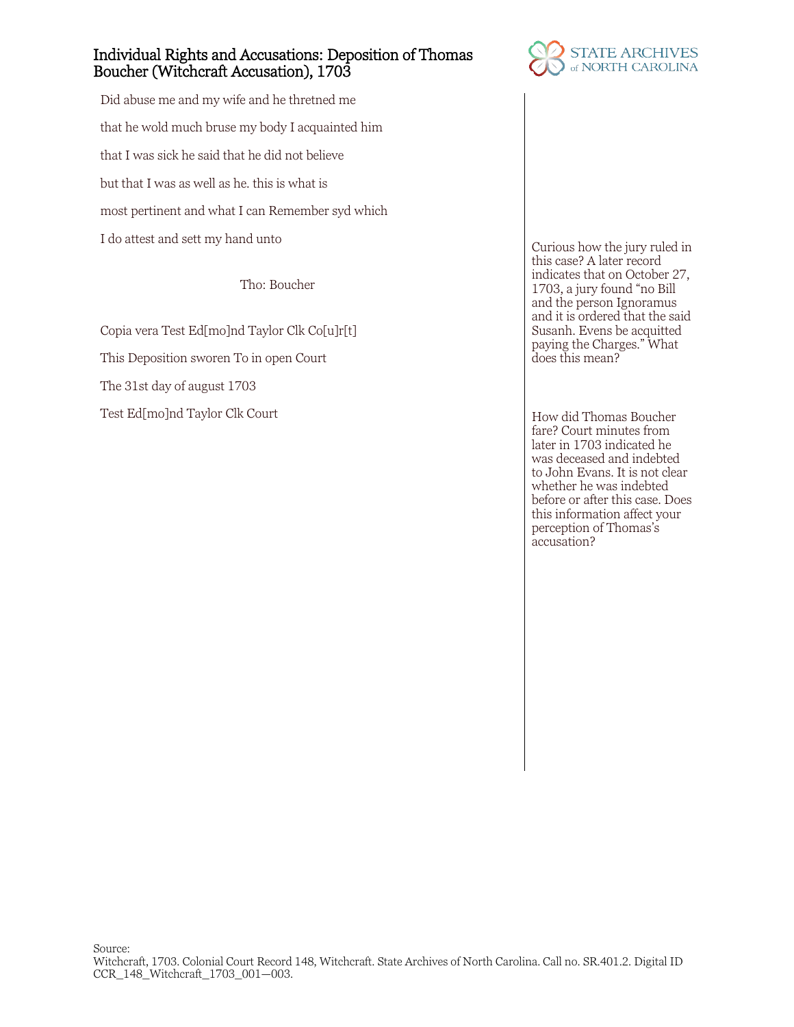Did abuse me and my wife and he thretned me

that he wold much bruse my body I acquainted him

that I was sick he said that he did not believe

but that I was as well as he. this is what is

most pertinent and what I can Remember syd which

I do attest and sett my hand unto

Tho: Boucher

Copia vera Test Ed[mo]nd Taylor Clk Co[u]r[t]

This Deposition催 sworen To in open Court

The 31st day of august 1703

Test Ed[mo]nd Taylor Clk Court

Curious how the jury ruled in this case? A later record indicates that on October 27, 1703, a jury found "no Bill and the person Ignoramus and it is ordered that the said Susanh. Evens be acquitted paying the Charges." What does this mean?

How did Thomas Boucher fare? Court minutes from later in 1703 indicated he was deceased and indebted to John Evans. It is not clear whether he was indebted before or after this case. Does this information affect your perception of Thomas's accusation?

Source:
Witchcraft, 1703. Colonial Court Record 148, Witchcraft. State Archives of North Carolina. Call no. SR.401.2. Digital ID CCR_148_Witchcraft_1703_001—003.

Did abuse me and my wife and he thretned me

that he wold much bruse my body I acquainted him

that I was sick he said that he did not believe

but that I was as well as he. this is what is

most pertinent and what I can Remember syd which

I do attest and sett my hand unto

Tho: Boucher

Copia vera Test Ed[mo]nd Taylor Clk Co[u]r[t]

This Deposition sworen To in open Court

The 31st day of august 1703

Test Ed[mo]nd Taylor Clk Court

Curious how the jury ruled in this case? A later record indicates that on October 27, 1703, a jury found "no Bill and the person Ignoramus and it is ordered that the said Susanh. Evens be acquitted paying the Charges." What does this mean?

How did Thomas Boucher fare? Court minutes from later in 1703 indicated he was deceased and indebted to John Evans. It is not clear whether he was indebted before or after this case. Does this information affect your perception of Thomas's accusation?

Source:
Witchcraft, 1703. Colonial Court Record 148, Witchcraft. State Archives of North Carolina. Call no. SR.401.2. Digital ID CCR_148_Witchcraft_1703_001—003.